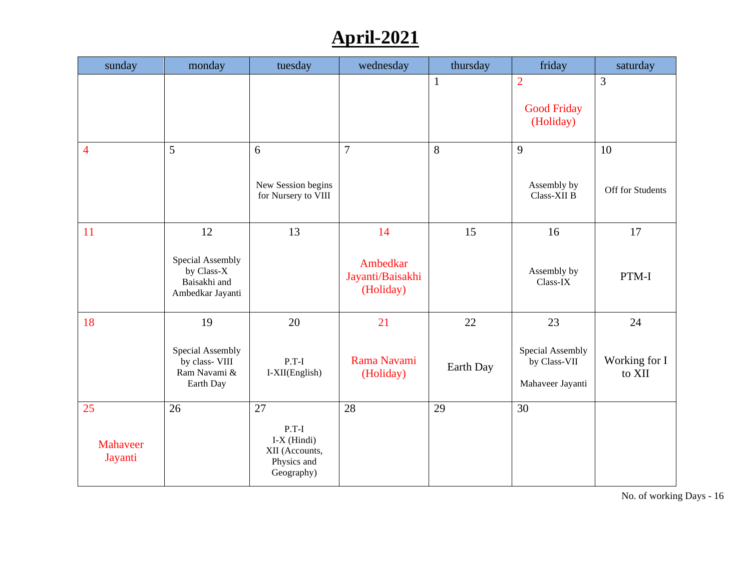# April-2021

| sunday | monday | tuesday | wednesday | thursday | friday | saturday |
|---|---|---|---|---|---|---|
| | | | | 1 | 2<br>Good Friday (Holiday) | 3 |
| 4 | 5 | 6<br>New Session begins for Nursery to VIII | 7 | 8 | 9<br>Assembly by Class-XII B | 10<br>Off for Students |
| 11 | 12<br>Special Assembly by Class-X Baisakhi and Ambedkar Jayanti | 13 | 14<br>Ambedkar Jayanti/Baisakhi (Holiday) | 15 | 16<br>Assembly by Class-IX | 17<br>PTM-I |
| 18 | 19<br>Special Assembly by class- VIII Ram Navami & Earth Day | 20<br>P.T-I I-XII(English) | 21<br>Rama Navami (Holiday) | 22<br>Earth Day | 23<br>Special Assembly by Class-VII<br>Mahaveer Jayanti | 24<br>Working for I to XII |
| 25<br>Mahaveer Jayanti | 26 | 27<br>P.T-I I-X (Hindi) XII (Accounts, Physics and Geography) | 28 | 29 | 30 | |

No. of working Days - 16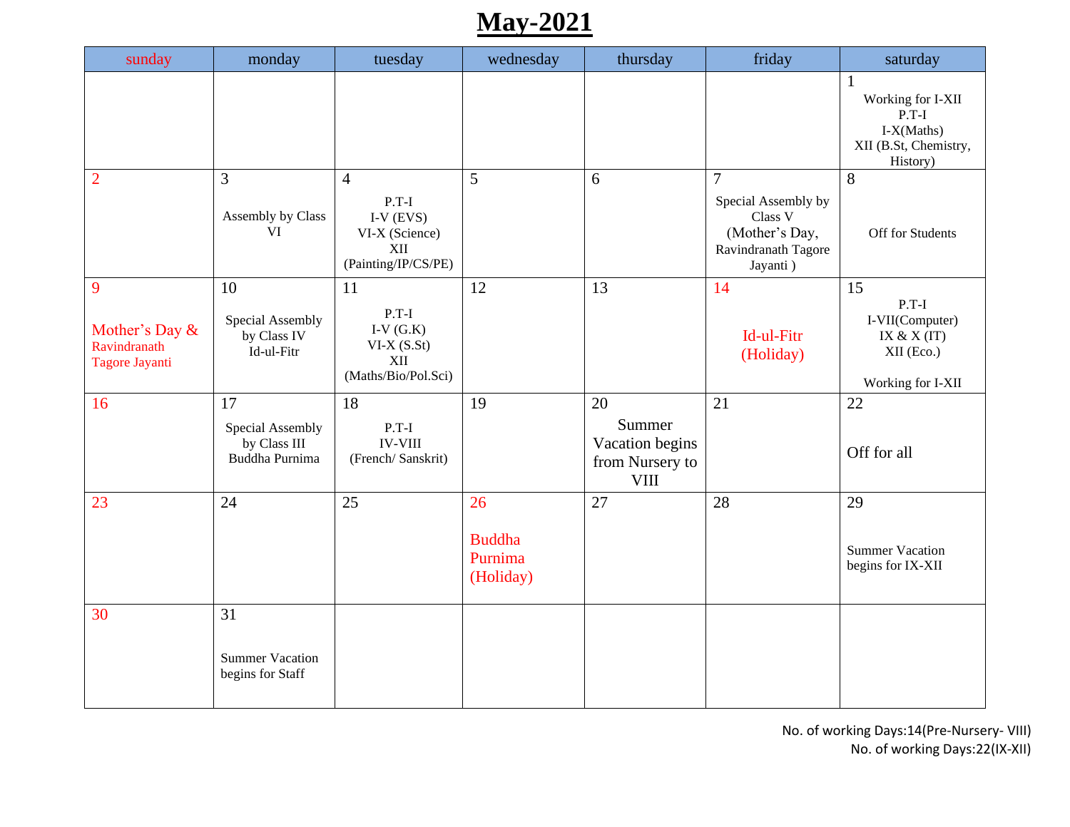# May-2021

| sunday | monday | tuesday | wednesday | thursday | friday | saturday |
|---|---|---|---|---|---|---|
| | | | | | | 1<br>Working for I-XII<br>P.T-I<br>I-X(Maths)<br>XII (B.St, Chemistry, History) |
| 2 | 3<br>Assembly by Class VI | 4<br>P.T-I<br>I-V (EVS)<br>VI-X (Science)<br>XII (Painting/IP/CS/PE) | 5 | 6 | 7<br>Special Assembly by Class V<br>(Mother's Day, Ravindranath Tagore Jayanti ) | 8<br>Off for Students |
| 9<br>Mother's Day & Ravindranath Tagore Jayanti | 10<br>Special Assembly by Class IV<br>Id-ul-Fitr | 11<br>P.T-I<br>I-V (G.K)<br>VI-X (S.St)<br>XII (Maths/Bio/Pol.Sci) | 12 | 13 | 14<br>Id-ul-Fitr (Holiday) | 15<br>P.T-I<br>I-VII(Computer)<br>IX & X (IT)<br>XII (Eco.)<br>Working for I-XII |
| 16 | 17<br>Special Assembly by Class III<br>Buddha Purnima | 18<br>P.T-I<br>IV-VIII<br>(French/ Sanskrit) | 19 | 20<br>Summer Vacation begins from Nursery to VIII | 21 | 22<br>Off for all |
| 23 | 24 | 25 | 26<br>Buddha Purnima (Holiday) | 27 | 28 | 29<br>Summer Vacation begins for IX-XII |
| 30 | 31<br>Summer Vacation begins for Staff | | | | | |

No. of working Days:14(Pre-Nursery- VIII)
No. of working Days:22(IX-XII)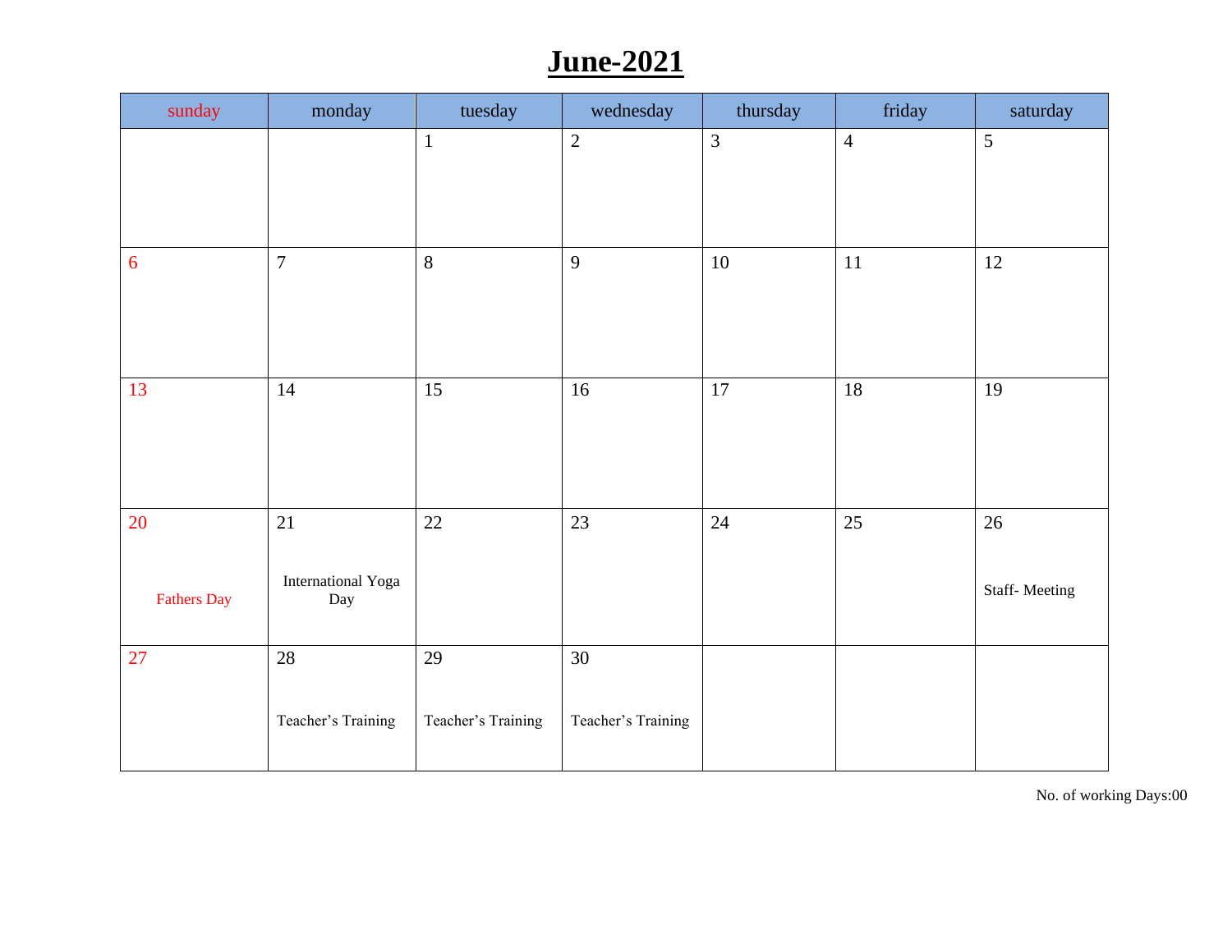# June-2021

| sunday | monday | tuesday | wednesday | thursday | friday | saturday |
|---|---|---|---|---|---|---|
| | | 1 | 2 | 3 | 4 | 5 |
| 6 | 7 | 8 | 9 | 10 | 11 | 12 |
| 13 | 14 | 15 | 16 | 17 | 18 | 19 |
| 20<br>Fathers Day | 21<br>International Yoga Day | 22 | 23 | 24 | 25 | 26<br>Staff- Meeting |
| 27 | 28<br>Teacher's Training | 29<br>Teacher's Training | 30<br>Teacher's Training | | | |

No. of working Days:00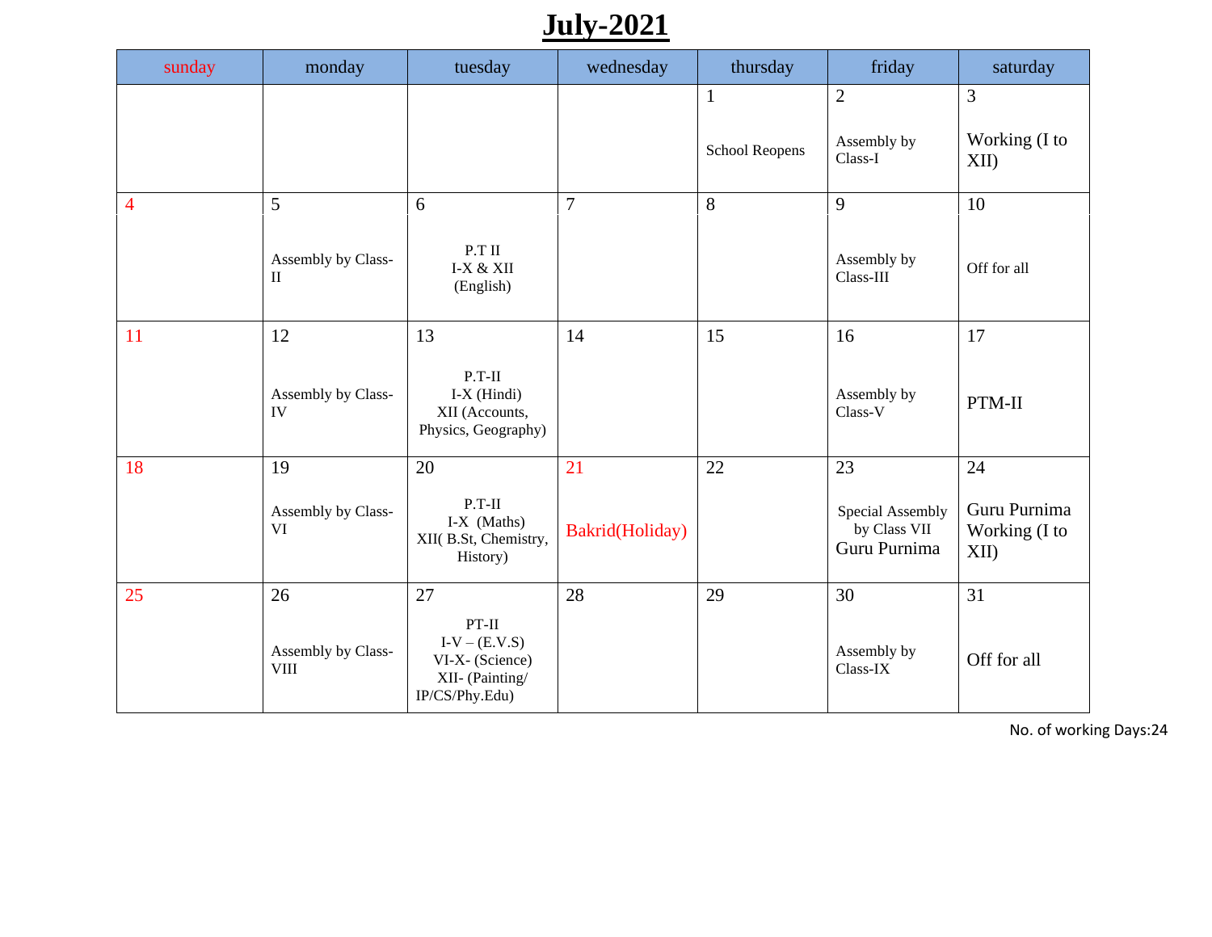# July-2021

| sunday | monday | tuesday | wednesday | thursday | friday | saturday |
|---|---|---|---|---|---|---|
| | | | | 1<br>School Reopens | 2<br>Assembly by Class-I | 3<br>Working (I to XII) |
| 4 | 5<br>Assembly by Class-II | 6<br>P.T II<br>I-X & XII<br>(English) | 7 | 8 | 9<br>Assembly by Class-III | 10<br>Off for all |
| 11 | 12<br>Assembly by Class-IV | 13<br>P.T-II<br>I-X (Hindi)<br>XII (Accounts, Physics, Geography) | 14 | 15 | 16<br>Assembly by Class-V | 17<br>PTM-II |
| 18 | 19<br>Assembly by Class-VI | 20<br>P.T-II<br>I-X (Maths)<br>XII( B.St, Chemistry, History) | 21<br>Bakrid(Holiday) | 22 | 23<br>Special Assembly by Class VII<br>Guru Purnima | 24<br>Guru Purnima<br>Working (I to XII) |
| 25 | 26<br>Assembly by Class-VIII | 27<br>PT-II<br>I-V – (E.V.S)<br>VI-X- (Science)<br>XII- (Painting/ IP/CS/Phy.Edu) | 28 | 29 | 30<br>Assembly by Class-IX | 31<br>Off for all |

No. of working Days:24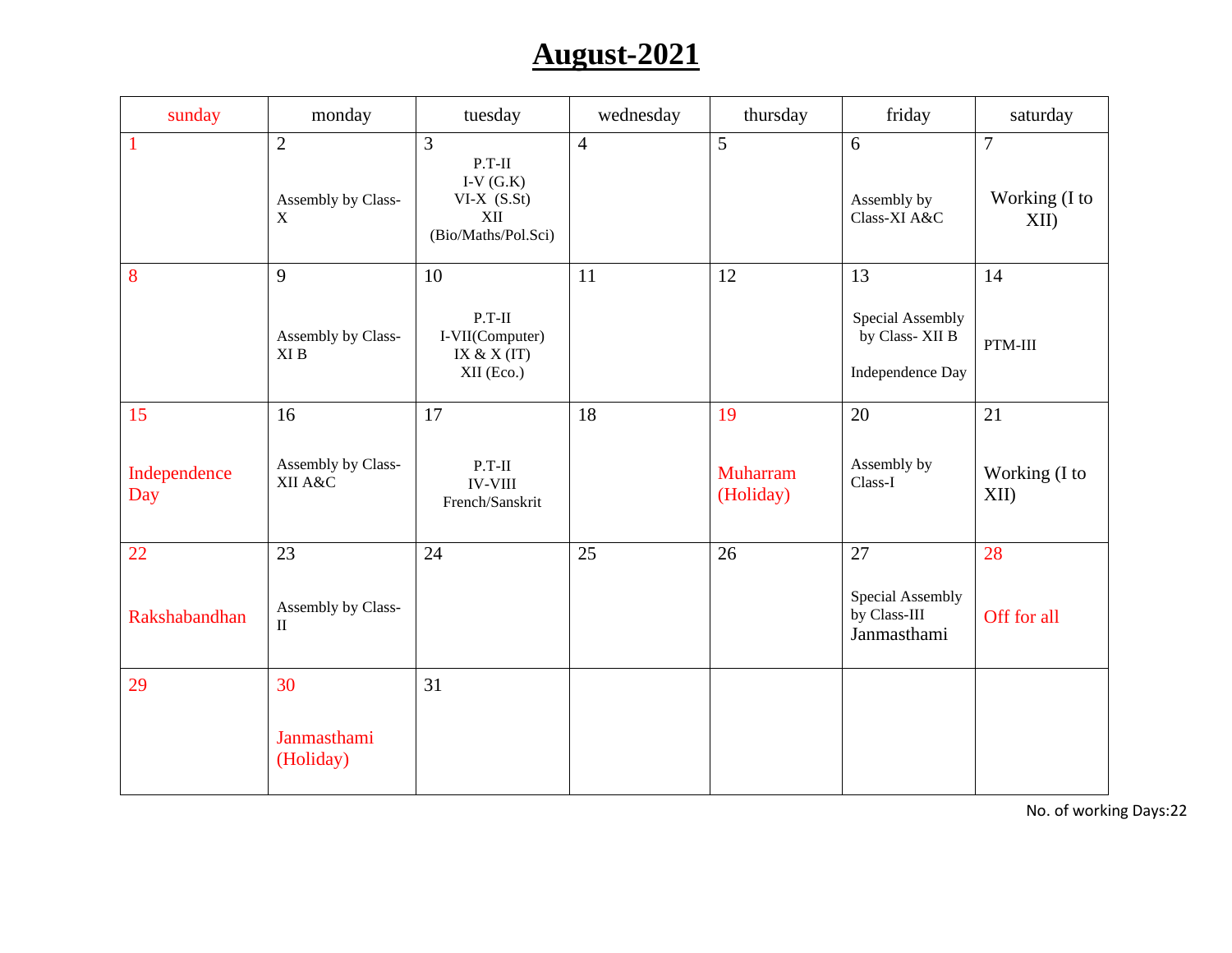# August-2021

| sunday | monday | tuesday | wednesday | thursday | friday | saturday |
|---|---|---|---|---|---|---|
| 1 | 2<br>Assembly by Class-X | 3<br>P.T-II<br>I-V (G.K)<br>VI-X (S.St)<br>XII<br>(Bio/Maths/Pol.Sci) | 4 | 5 | 6<br>Assembly by Class-XI A&C | 7<br>Working (I to XII) |
| 8 | 9<br>Assembly by Class-XI B | 10<br>P.T-II<br>I-VII(Computer)<br>IX & X (IT)<br>XII (Eco.) | 11 | 12 | 13<br>Special Assembly by Class- XII B<br>Independence Day | 14<br>PTM-III |
| 15<br>Independence Day | 16<br>Assembly by Class-XII A&C | 17<br>P.T-II<br>IV-VIII<br>French/Sanskrit | 18 | 19<br>Muharram (Holiday) | 20<br>Assembly by Class-I | 21<br>Working (I to XII) |
| 22<br>Rakshabandhan | 23<br>Assembly by Class-II | 24 | 25 | 26 | 27<br>Special Assembly by Class-III<br>Janmasthami | 28<br>Off for all |
| 29 | 30<br>Janmasthami (Holiday) | 31 | | | | |

No. of working Days:22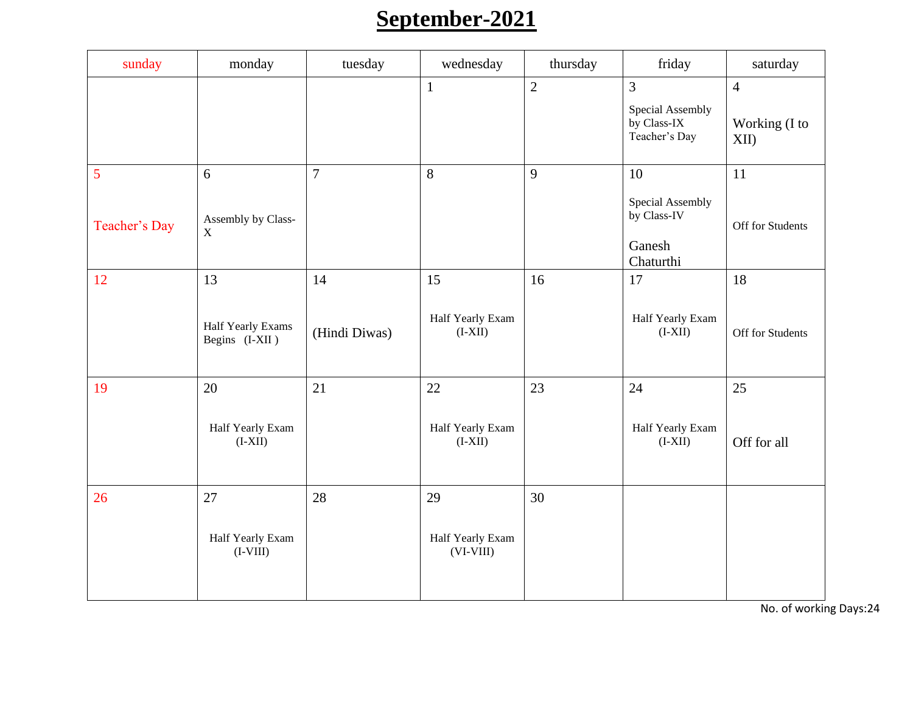# September-2021

| sunday | monday | tuesday | wednesday | thursday | friday | saturday |
|---|---|---|---|---|---|---|
| | | | 1 | 2 | 3<br>Special Assembly by Class-IX<br>Teacher's Day | 4<br>Working (I to XII) |
| 5<br>Teacher's Day | 6<br>Assembly by Class-X | 7 | 8 | 9 | 10<br>Special Assembly by Class-IV<br>Ganesh Chaturthi | 11<br>Off for Students |
| 12 | 13<br>Half Yearly Exams Begins (I-XII ) | 14<br>(Hindi Diwas) | 15<br>Half Yearly Exam (I-XII) | 16 | 17<br>Half Yearly Exam (I-XII) | 18<br>Off for Students |
| 19 | 20<br>Half Yearly Exam (I-XII) | 21 | 22<br>Half Yearly Exam (I-XII) | 23 | 24<br>Half Yearly Exam (I-XII) | 25<br>Off for all |
| 26 | 27<br>Half Yearly Exam (I-VIII) | 28 | 29<br>Half Yearly Exam (VI-VIII) | 30 | | |

No. of working Days:24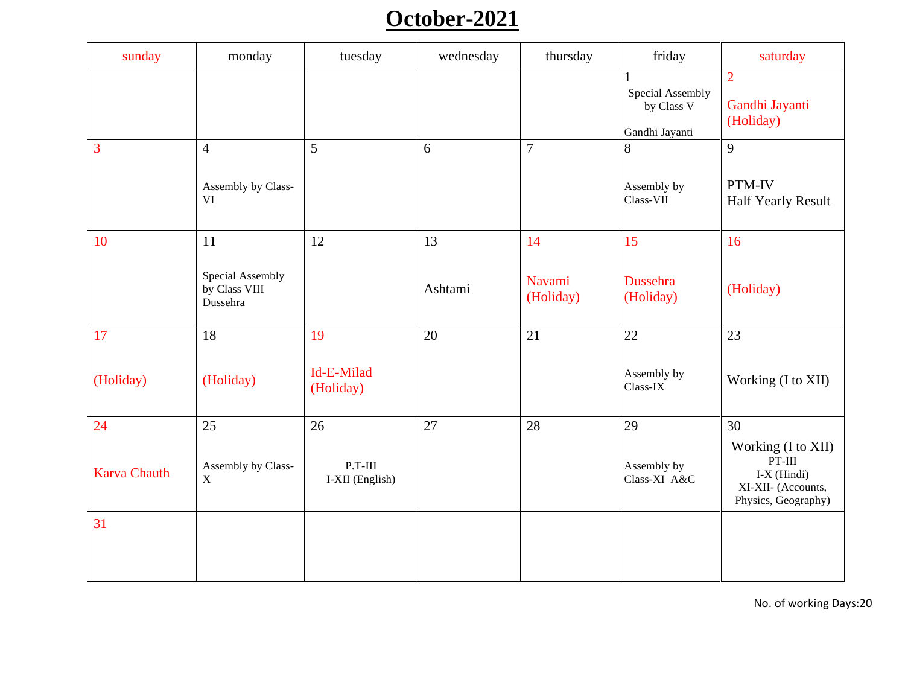# October-2021

| sunday | monday | tuesday | wednesday | thursday | friday | saturday |
|---|---|---|---|---|---|---|
| | | | | | 1 Special Assembly by Class V Gandhi Jayanti | 2 Gandhi Jayanti (Holiday) |
| 3 | 4 Assembly by Class-VI | 5 | 6 | 7 | 8 Assembly by Class-VII | 9 PTM-IV Half Yearly Result |
| 10 | 11 Special Assembly by Class VIII Dussehra | 12 | 13 Ashtami | 14 Navami (Holiday) | 15 Dussehra (Holiday) | 16 (Holiday) |
| 17 (Holiday) | 18 (Holiday) | 19 Id-E-Milad (Holiday) | 20 | 21 | 22 Assembly by Class-IX | 23 Working (I to XII) |
| 24 Karva Chauth | 25 Assembly by Class-X | 26 P.T-III I-XII (English) | 27 | 28 | 29 Assembly by Class-XI A&C | 30 Working (I to XII) PT-III I-X (Hindi) XI-XII- (Accounts, Physics, Geography) |
| 31 | | | | | | |

No. of working Days:20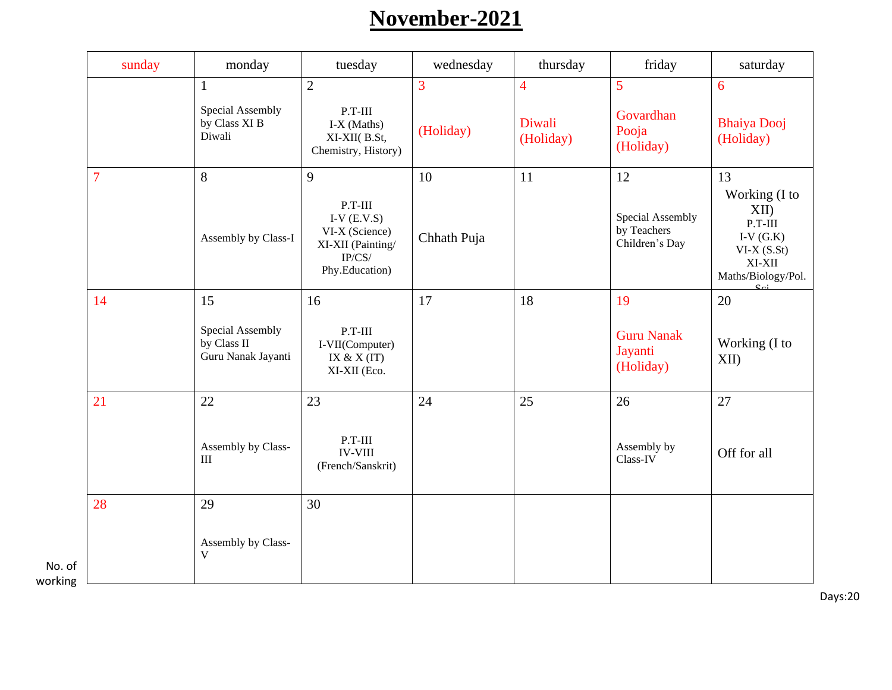# November-2021

| sunday | monday | tuesday | wednesday | thursday | friday | saturday |
|---|---|---|---|---|---|---|
| | 1<br>Special Assembly by Class XI B Diwali | 2<br>P.T-III<br>I-X (Maths)<br>XI-XII( B.St, Chemistry, History) | 3<br>(Holiday) | 4<br>Diwali (Holiday) | 5<br>Govardhan Pooja (Holiday) | 6<br>Bhaiya Dooj (Holiday) |
| 7 | 8<br>Assembly by Class-I | 9<br>P.T-III<br>I-V (E.V.S)<br>VI-X (Science)<br>XI-XII (Painting/ IP/CS/ Phy.Education) | 10<br>Chhath Puja | 11 | 12<br>Special Assembly by Teachers Children's Day | 13<br>Working (I to XII)<br>P.T-III<br>I-V (G.K)<br>VI-X (S.St)<br>XI-XII Maths/Biology/Pol. Sci |
| 14 | 15<br>Special Assembly by Class II Guru Nanak Jayanti | 16<br>P.T-III<br>I-VII(Computer)<br>IX & X (IT)<br>XI-XII (Eco. | 17 | 18 | 19<br>Guru Nanak Jayanti (Holiday) | 20<br>Working (I to XII) |
| 21 | 22<br>Assembly by Class-III | 23<br>P.T-III<br>IV-VIII (French/Sanskrit) | 24 | 25 | 26<br>Assembly by Class-IV | 27<br>Off for all |
| 28 | 29<br>Assembly by Class-V | 30 | | | | |

No. of working Days:20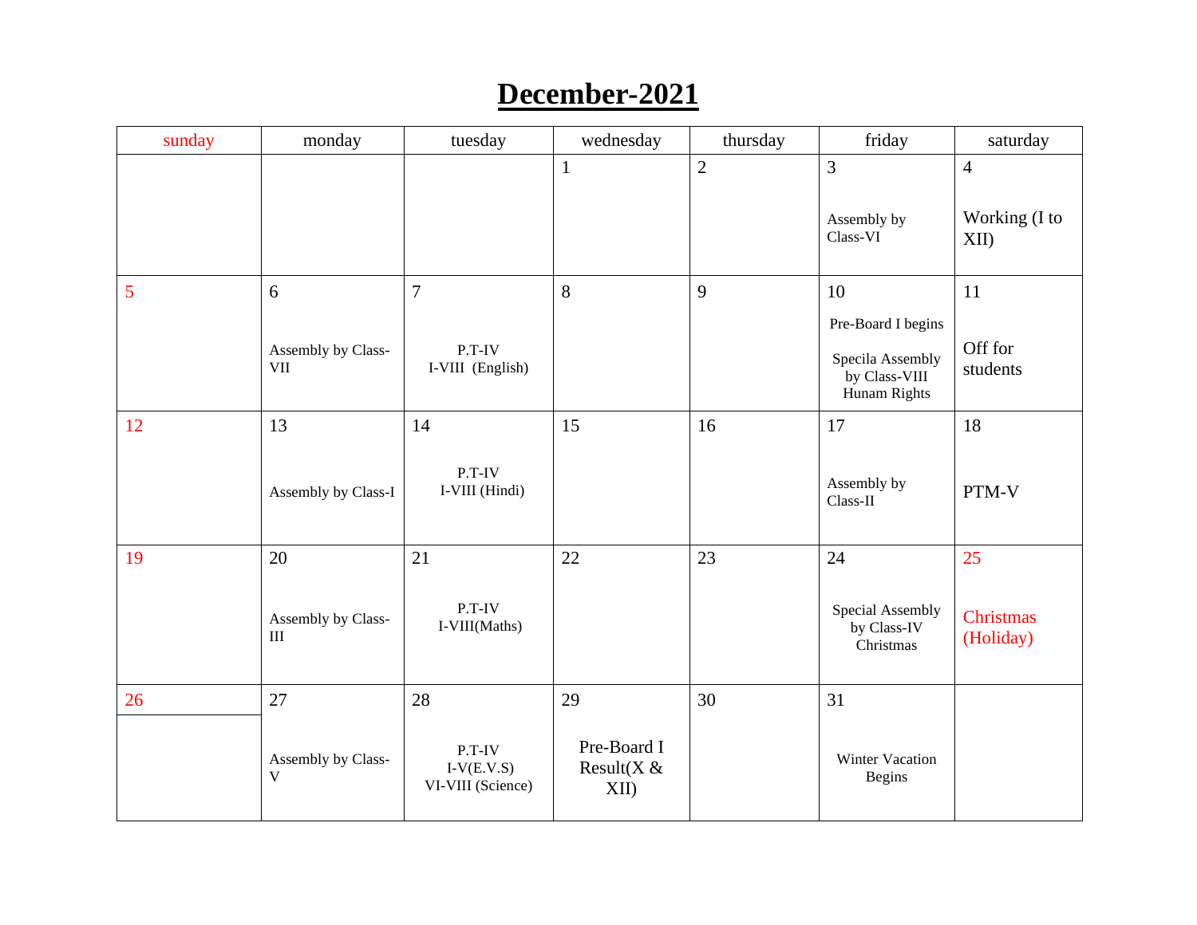# December-2021

| sunday | monday | tuesday | wednesday | thursday | friday | saturday |
|---|---|---|---|---|---|---|
| | | | 1 | 2 | 3<br>Assembly by Class-VI | 4<br>Working (I to XII) |
| 5 | 6<br>Assembly by Class-VII | 7<br>P.T-IV<br>I-VIII (English) | 8 | 9 | 10<br>Pre-Board I begins<br>Specila Assembly by Class-VIII Hunam Rights | 11<br>Off for students |
| 12 | 13<br>Assembly by Class-I | 14<br>P.T-IV<br>I-VIII (Hindi) | 15 | 16 | 17<br>Assembly by Class-II | 18<br>PTM-V |
| 19 | 20<br>Assembly by Class-III | 21<br>P.T-IV<br>I-VIII(Maths) | 22 | 23 | 24<br>Special Assembly by Class-IV Christmas | 25<br>Christmas (Holiday) |
| 26 | 27<br>Assembly by Class-V | 28<br>P.T-IV<br>I-V(E.V.S)<br>VI-VIII (Science) | 29<br>Pre-Board I Result(X & XII) | 30 | 31<br>Winter Vacation Begins | |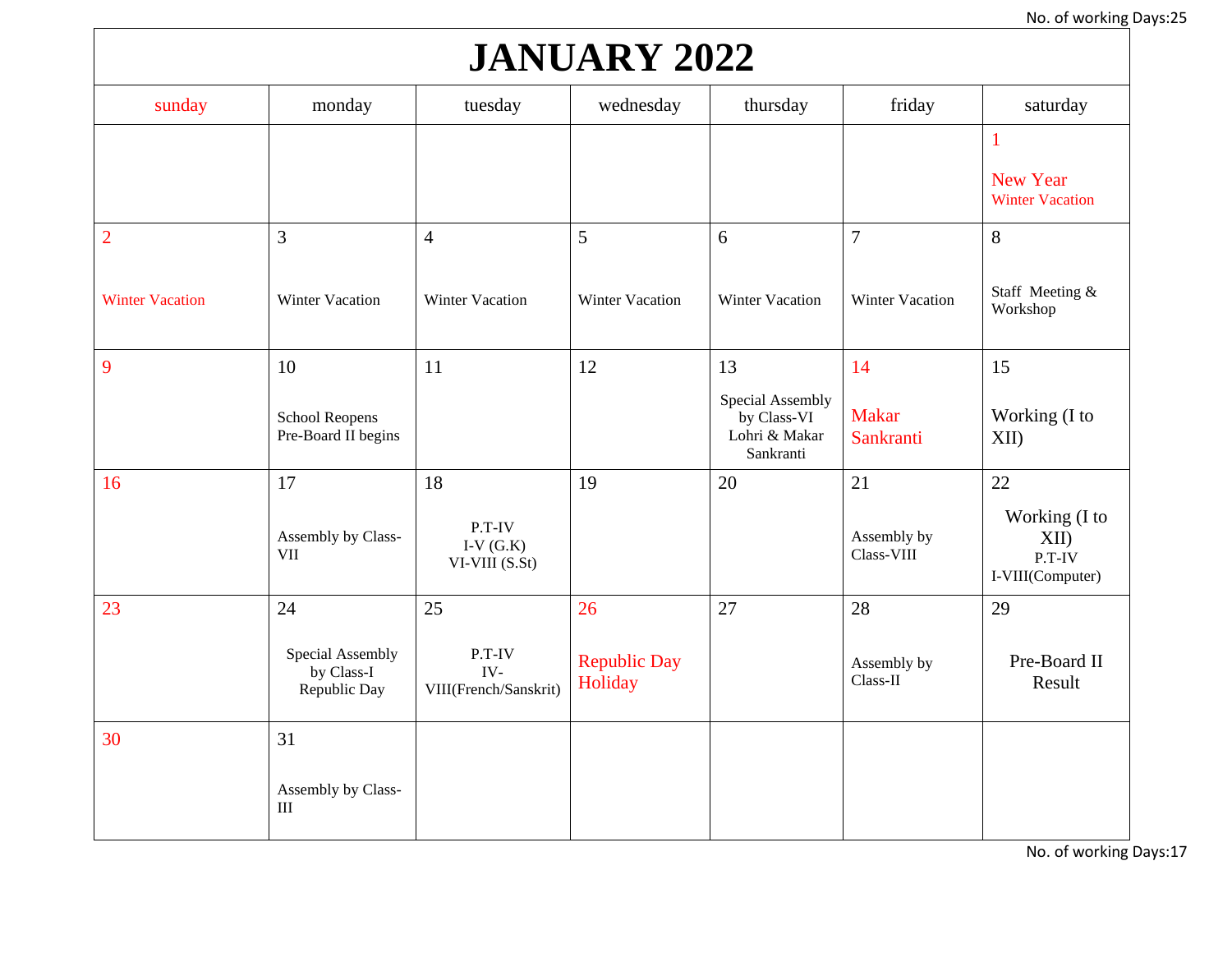No. of working Days:25

# JANUARY 2022

| sunday | monday | tuesday | wednesday | thursday | friday | saturday |
|---|---|---|---|---|---|---|
| | | | | | | 1 New Year Winter Vacation |
| 2 Winter Vacation | 3 Winter Vacation | 4 Winter Vacation | 5 Winter Vacation | 6 Winter Vacation | 7 Winter Vacation | 8 Staff Meeting & Workshop |
| 9 | 10 School Reopens Pre-Board II begins | 11 | 12 | 13 Special Assembly by Class-VI Lohri & Makar Sankranti | 14 Makar Sankranti | 15 Working (I to XII) |
| 16 | 17 Assembly by Class-VII | 18 P.T-IV I-V (G.K) VI-VIII (S.St) | 19 | 20 | 21 Assembly by Class-VIII | 22 Working (I to XII) P.T-IV I-VIII(Computer) |
| 23 | 24 Special Assembly by Class-I Republic Day | 25 P.T-IV IV-VIII(French/Sanskrit) | 26 Republic Day Holiday | 27 | 28 Assembly by Class-II | 29 Pre-Board II Result |
| 30 | 31 Assembly by Class-III | | | | | |

No. of working Days:17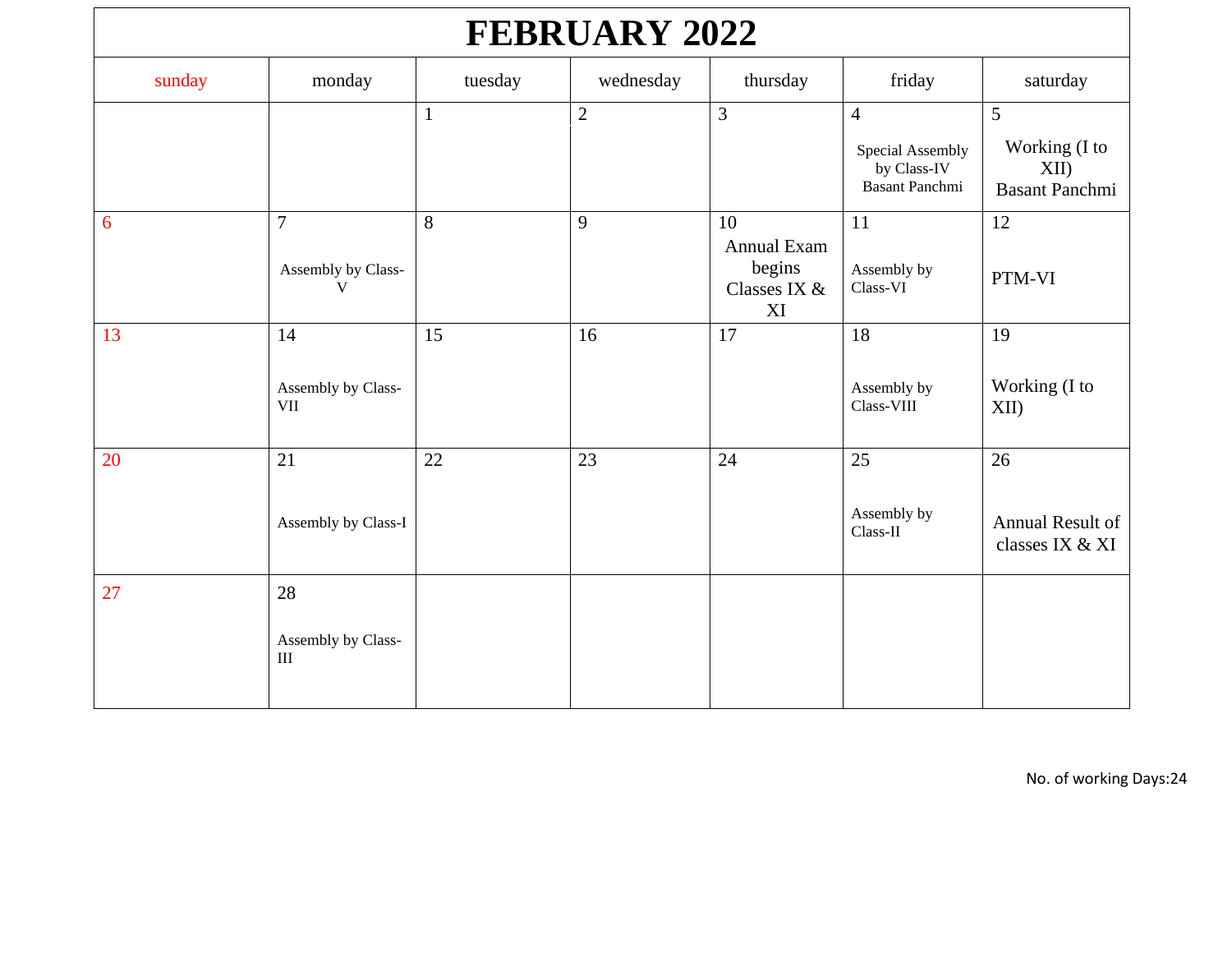# FEBRUARY 2022

| sunday | monday | tuesday | wednesday | thursday | friday | saturday |
|---|---|---|---|---|---|---|
| | | 1 | 2 | 3 | 4 Special Assembly by Class-IV Basant Panchmi | 5 Working (I to XII) Basant Panchmi |
| 6 | 7 Assembly by Class-V | 8 | 9 | 10 Annual Exam begins Classes IX & XI | 11 Assembly by Class-VI | 12 PTM-VI |
| 13 | 14 Assembly by Class-VII | 15 | 16 | 17 | 18 Assembly by Class-VIII | 19 Working (I to XII) |
| 20 | 21 Assembly by Class-I | 22 | 23 | 24 | 25 Assembly by Class-II | 26 Annual Result of classes IX & XI |
| 27 | 28 Assembly by Class-III | | | | | |

No. of working Days:24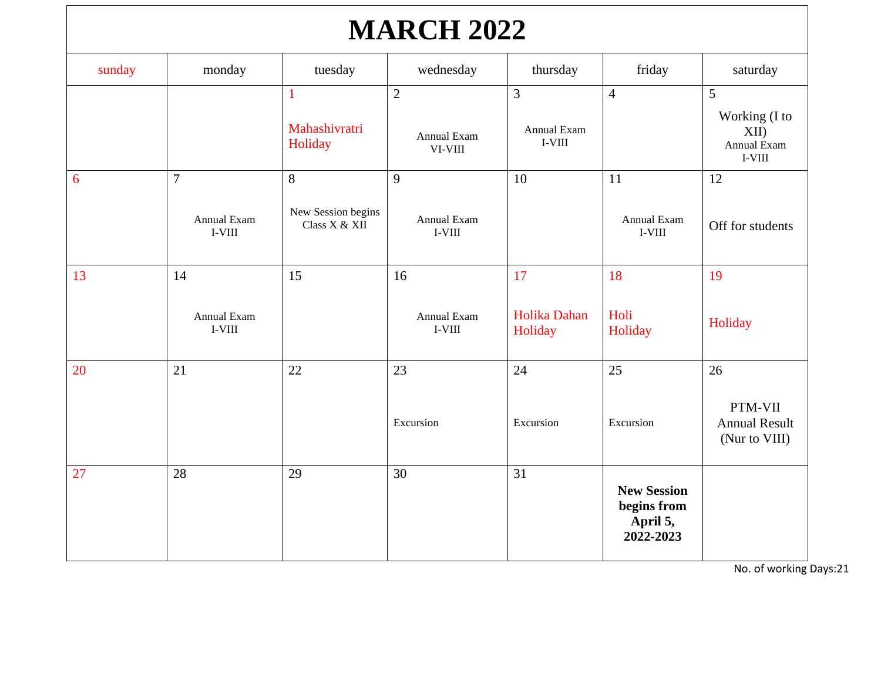# MARCH 2022

| sunday | monday | tuesday | wednesday | thursday | friday | saturday |
|---|---|---|---|---|---|---|
| | | 1 Mahashivratri Holiday | 2 Annual Exam VI-VIII | 3 Annual Exam I-VIII | 4 | 5 Working (I to XII) Annual Exam I-VIII |
| 6 | 7 Annual Exam I-VIII | 8 New Session begins Class X & XII | 9 Annual Exam I-VIII | 10 | 11 Annual Exam I-VIII | 12 Off for students |
| 13 | 14 Annual Exam I-VIII | 15 | 16 Annual Exam I-VIII | 17 Holika Dahan Holiday | 18 Holi Holiday | 19 Holiday |
| 20 | 21 | 22 | 23 Excursion | 24 Excursion | 25 Excursion | 26 PTM-VII Annual Result (Nur to VIII) |
| 27 | 28 | 29 | 30 | 31 | **New Session begins from April 5, 2022-2023** | |

No. of working Days:21